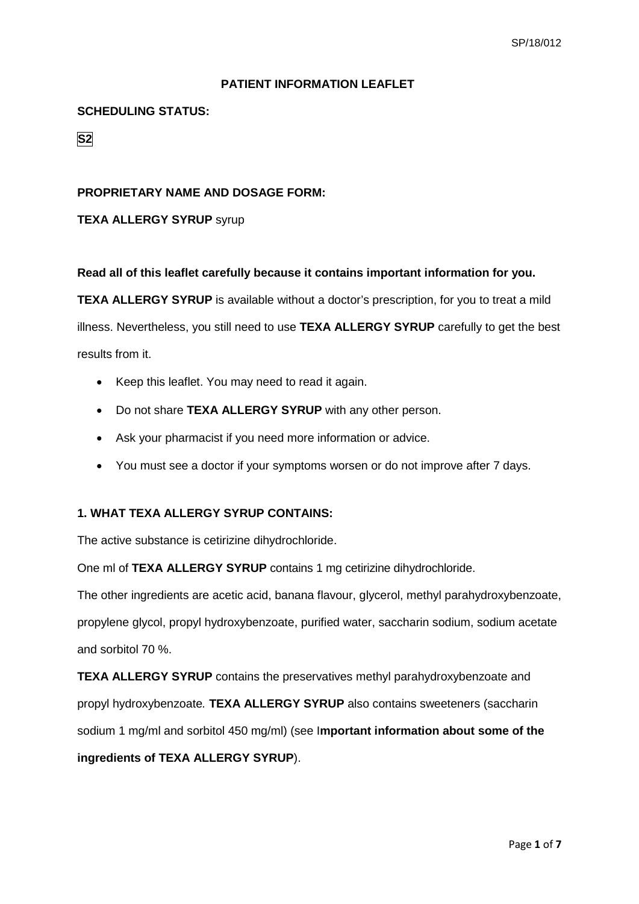# PATIENT INFORMATION LEAFLET

**SCHEDULING STATUS:**

**S2**

**PROPRIETARY NAME AND DOSAGE FORM:**

**TEXA ALLERGY SYRUP** syrup

**Read all of this leaflet carefully because it contains important information for you.**

**TEXA ALLERGY SYRUP** is available without a doctor's prescription, for you to treat a mild illness. Nevertheless, you still need to use **TEXA ALLERGY SYRUP** carefully to get the best results from it.

- Keep this leaflet. You may need to read it again.
- Do not share **TEXA ALLERGY SYRUP** with any other person.
- Ask your pharmacist if you need more information or advice.
- You must see a doctor if your symptoms worsen or do not improve after 7 days.

## 1. WHAT TEXA ALLERGY SYRUP CONTAINS:

The active substance is cetirizine dihydrochloride.

One ml of **TEXA ALLERGY SYRUP** contains 1 mg cetirizine dihydrochloride.

The other ingredients are acetic acid, banana flavour, glycerol, methyl parahydroxybenzoate, propylene glycol, propyl hydroxybenzoate, purified water, saccharin sodium, sodium acetate and sorbitol 70 %.

**TEXA ALLERGY SYRUP** contains the preservatives methyl parahydroxybenzoate and propyl hydroxybenzoate*.* **TEXA ALLERGY SYRUP** also contains sweeteners (saccharin sodium 1 mg/ml and sorbitol 450 mg/ml) (see I**mportant information about some of the ingredients of TEXA ALLERGY SYRUP**).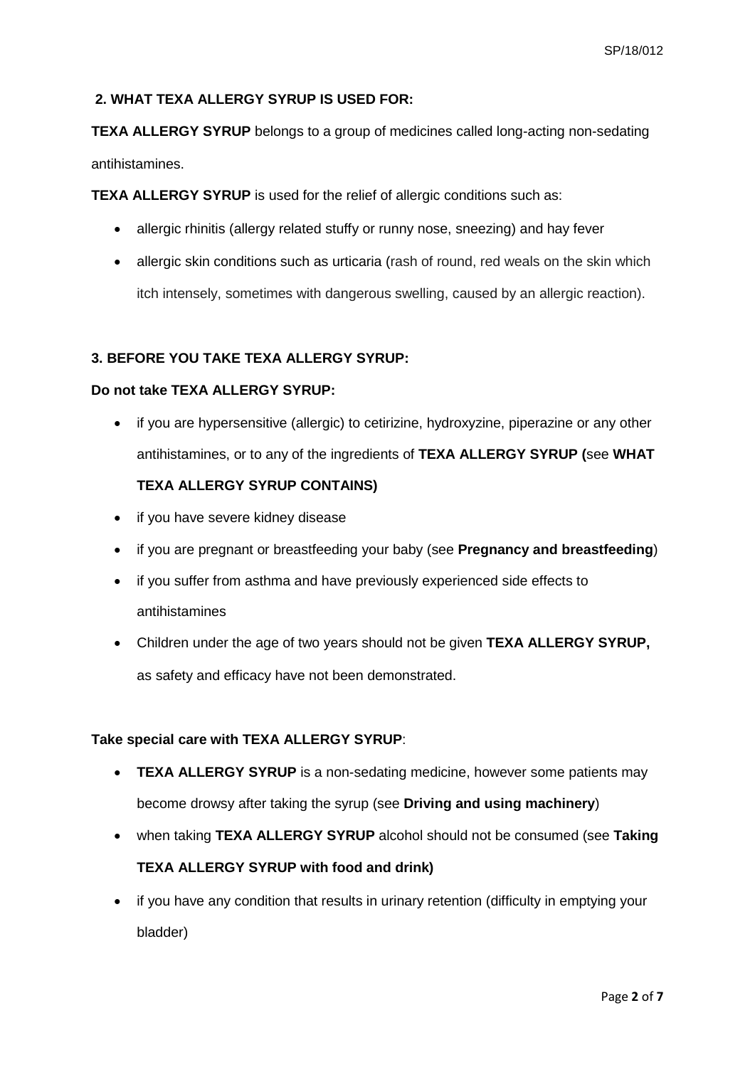## 2. WHAT TEXA ALLERGY SYRUP IS USED FOR:

**TEXA ALLERGY SYRUP** belongs to a group of medicines called long-acting non-sedating antihistamines.

**TEXA ALLERGY SYRUP** is used for the relief of allergic conditions such as:

- allergic rhinitis (allergy related stuffy or runny nose, sneezing) and hay fever
- allergic skin conditions such as urticaria (rash of round, red weals on the skin which itch intensely, sometimes with dangerous swelling, caused by an allergic reaction).

## 3. BEFORE YOU TAKE TEXA ALLERGY SYRUP:

**Do not take TEXA ALLERGY SYRUP:**

- if you are hypersensitive (allergic) to cetirizine, hydroxyzine, piperazine or any other antihistamines, or to any of the ingredients of **TEXA ALLERGY SYRUP (**see **WHAT TEXA ALLERGY SYRUP CONTAINS)**
- if you have severe kidney disease
- if you are pregnant or breastfeeding your baby (see **Pregnancy and breastfeeding**)
- if you suffer from asthma and have previously experienced side effects to antihistamines
- Children under the age of two years should not be given **TEXA ALLERGY SYRUP,** as safety and efficacy have not been demonstrated.

**Take special care with TEXA ALLERGY SYRUP**:

- **TEXA ALLERGY SYRUP** is a non-sedating medicine, however some patients may become drowsy after taking the syrup (see **Driving and using machinery**)
- when taking **TEXA ALLERGY SYRUP** alcohol should not be consumed (see **Taking TEXA ALLERGY SYRUP with food and drink)**
- if you have any condition that results in urinary retention (difficulty in emptying your bladder)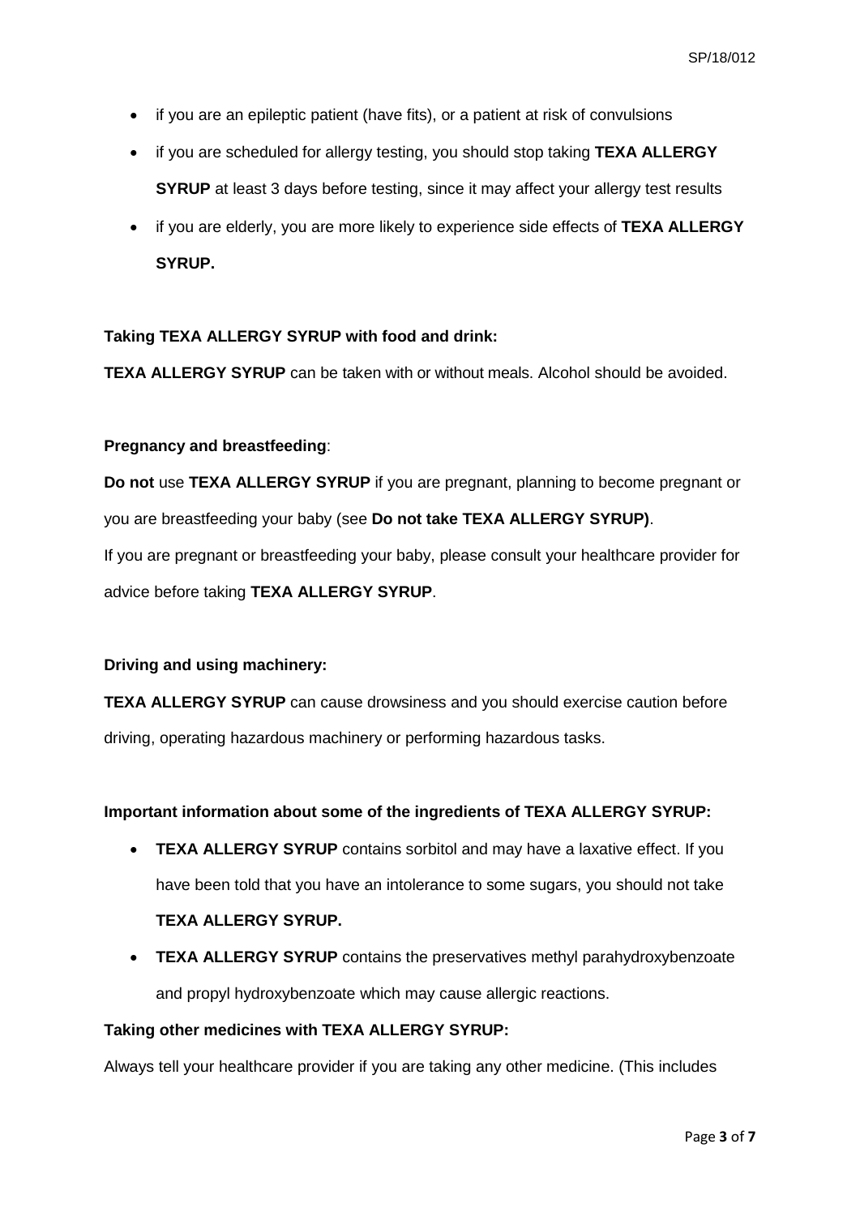- if you are an epileptic patient (have fits), or a patient at risk of convulsions
- if you are scheduled for allergy testing, you should stop taking **TEXA ALLERGY SYRUP** at least 3 days before testing, since it may affect your allergy test results
- if you are elderly, you are more likely to experience side effects of **TEXA ALLERGY SYRUP.**

**Taking TEXA ALLERGY SYRUP with food and drink:**

**TEXA ALLERGY SYRUP** can be taken with or without meals. Alcohol should be avoided.

**Pregnancy and breastfeeding**:

**Do not** use **TEXA ALLERGY SYRUP** if you are pregnant, planning to become pregnant or you are breastfeeding your baby (see **Do not take TEXA ALLERGY SYRUP)**.

If you are pregnant or breastfeeding your baby, please consult your healthcare provider for advice before taking **TEXA ALLERGY SYRUP**.

**Driving and using machinery:**

**TEXA ALLERGY SYRUP** can cause drowsiness and you should exercise caution before driving, operating hazardous machinery or performing hazardous tasks.

**Important information about some of the ingredients of TEXA ALLERGY SYRUP:**

- **TEXA ALLERGY SYRUP** contains sorbitol and may have a laxative effect. If you have been told that you have an intolerance to some sugars, you should not take **TEXA ALLERGY SYRUP.**
- **TEXA ALLERGY SYRUP** contains the preservatives methyl parahydroxybenzoate and propyl hydroxybenzoate which may cause allergic reactions.

**Taking other medicines with TEXA ALLERGY SYRUP:**

Always tell your healthcare provider if you are taking any other medicine. (This includes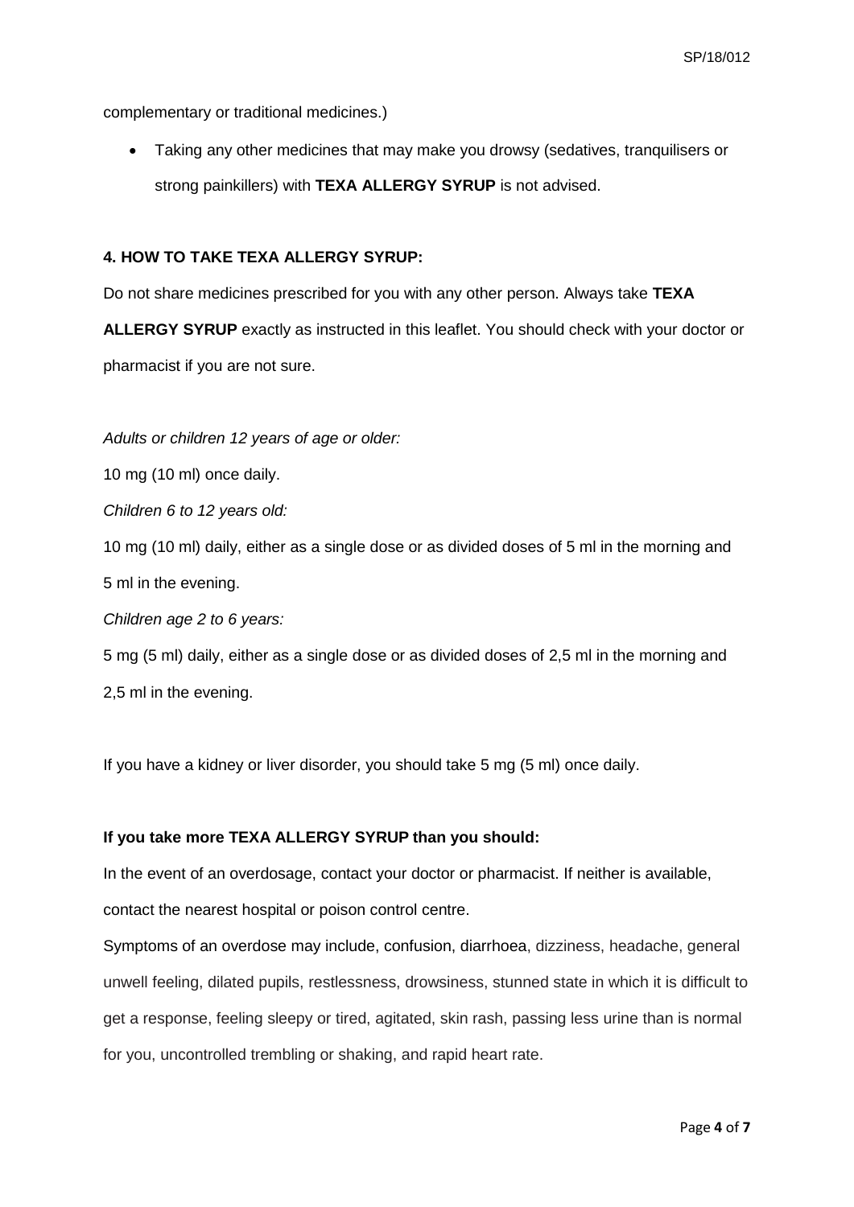complementary or traditional medicines.)

- Taking any other medicines that may make you drowsy (sedatives, tranquilisers or strong painkillers) with **TEXA ALLERGY SYRUP** is not advised.

**4. HOW TO TAKE TEXA ALLERGY SYRUP:**

Do not share medicines prescribed for you with any other person. Always take **TEXA ALLERGY SYRUP** exactly as instructed in this leaflet. You should check with your doctor or pharmacist if you are not sure.

*Adults or children 12 years of age or older:*

10 mg (10 ml) once daily.

*Children 6 to 12 years old:*

10 mg (10 ml) daily, either as a single dose or as divided doses of 5 ml in the morning and 5 ml in the evening.

*Children age 2 to 6 years:*

5 mg (5 ml) daily, either as a single dose or as divided doses of 2,5 ml in the morning and 2,5 ml in the evening.

If you have a kidney or liver disorder, you should take 5 mg (5 ml) once daily.

**If you take more TEXA ALLERGY SYRUP than you should:**

In the event of an overdosage, contact your doctor or pharmacist. If neither is available, contact the nearest hospital or poison control centre.

Symptoms of an overdose may include, confusion, diarrhoea, dizziness, headache, general unwell feeling, dilated pupils, restlessness, drowsiness, stunned state in which it is difficult to get a response, feeling sleepy or tired, agitated, skin rash, passing less urine than is normal for you, uncontrolled trembling or shaking, and rapid heart rate.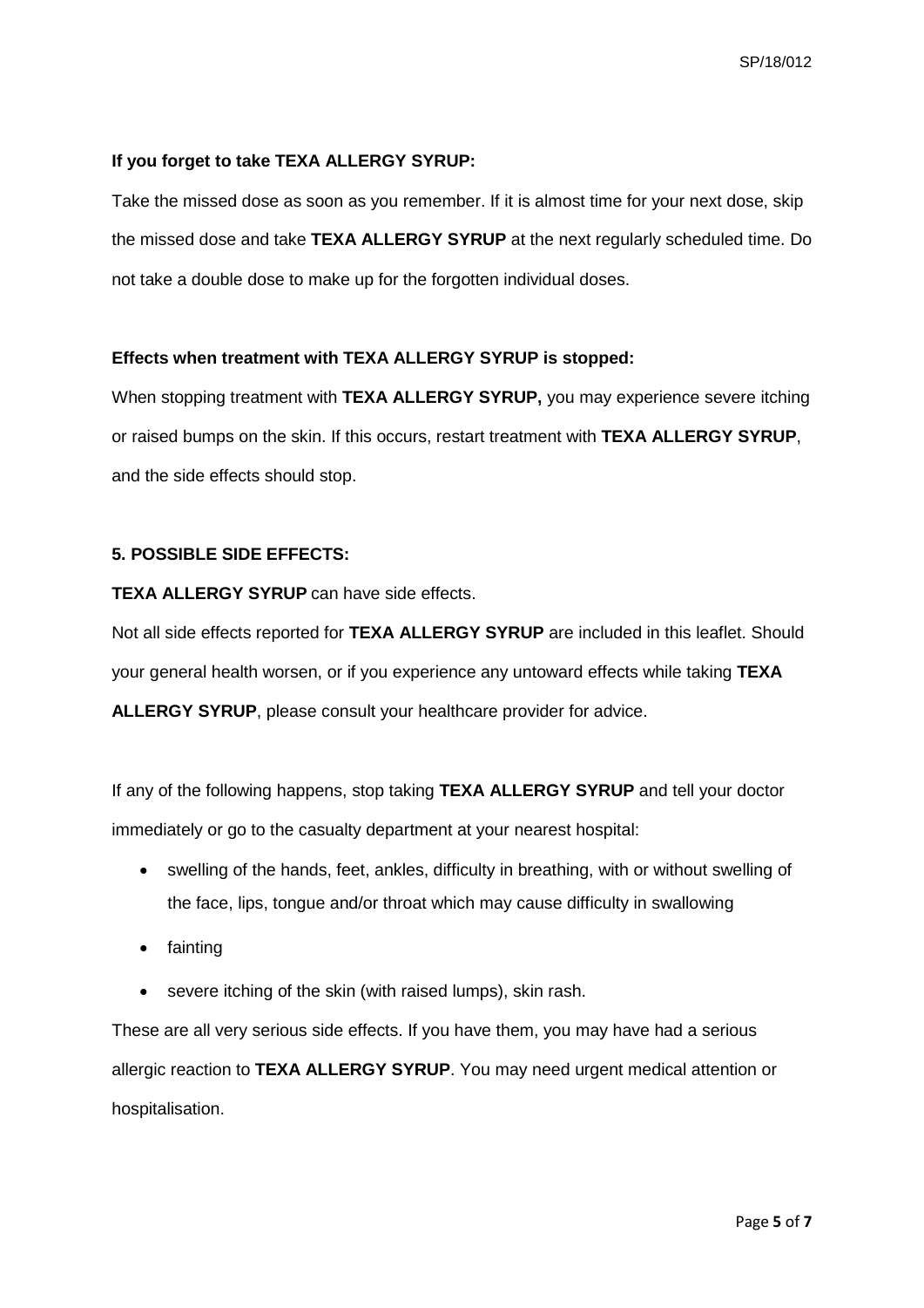**If you forget to take TEXA ALLERGY SYRUP:**

Take the missed dose as soon as you remember. If it is almost time for your next dose, skip the missed dose and take **TEXA ALLERGY SYRUP** at the next regularly scheduled time. Do not take a double dose to make up for the forgotten individual doses.

**Effects when treatment with TEXA ALLERGY SYRUP is stopped:**

When stopping treatment with **TEXA ALLERGY SYRUP,** you may experience severe itching or raised bumps on the skin. If this occurs, restart treatment with **TEXA ALLERGY SYRUP**, and the side effects should stop.

**5. POSSIBLE SIDE EFFECTS:**

**TEXA ALLERGY SYRUP** can have side effects.

Not all side effects reported for **TEXA ALLERGY SYRUP** are included in this leaflet. Should your general health worsen, or if you experience any untoward effects while taking **TEXA ALLERGY SYRUP**, please consult your healthcare provider for advice.

If any of the following happens, stop taking **TEXA ALLERGY SYRUP** and tell your doctor immediately or go to the casualty department at your nearest hospital:

- swelling of the hands, feet, ankles, difficulty in breathing, with or without swelling of the face, lips, tongue and/or throat which may cause difficulty in swallowing
- fainting
- severe itching of the skin (with raised lumps), skin rash.

These are all very serious side effects. If you have them, you may have had a serious allergic reaction to **TEXA ALLERGY SYRUP**. You may need urgent medical attention or hospitalisation.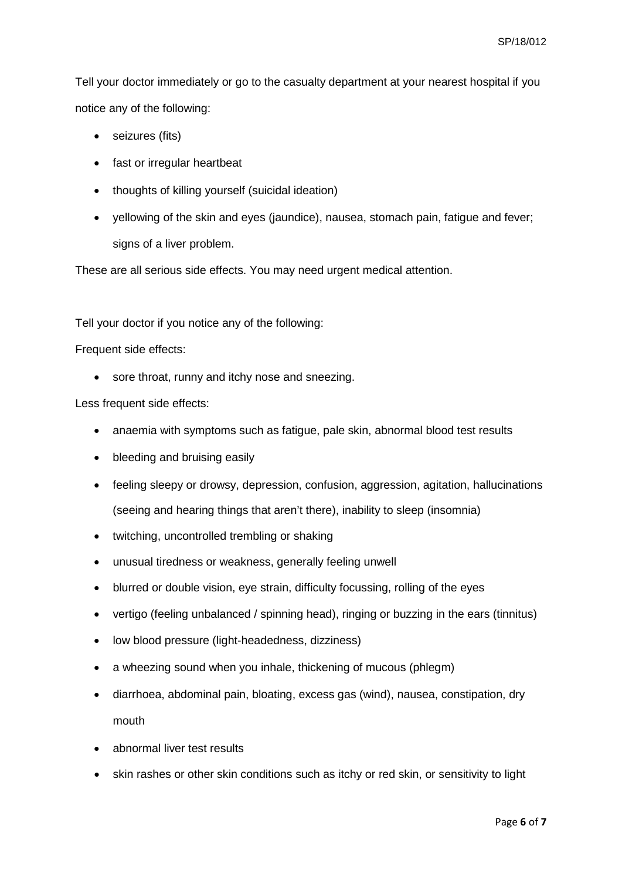Tell your doctor immediately or go to the casualty department at your nearest hospital if you notice any of the following:

- seizures (fits)
- fast or irregular heartbeat
- thoughts of killing yourself (suicidal ideation)
- yellowing of the skin and eyes (jaundice), nausea, stomach pain, fatigue and fever; signs of a liver problem.

These are all serious side effects. You may need urgent medical attention.

Tell your doctor if you notice any of the following:

Frequent side effects:

- sore throat, runny and itchy nose and sneezing.

Less frequent side effects:

- anaemia with symptoms such as fatigue, pale skin, abnormal blood test results
- bleeding and bruising easily
- feeling sleepy or drowsy, depression, confusion, aggression, agitation, hallucinations (seeing and hearing things that aren't there), inability to sleep (insomnia)
- twitching, uncontrolled trembling or shaking
- unusual tiredness or weakness, generally feeling unwell
- blurred or double vision, eye strain, difficulty focussing, rolling of the eyes
- vertigo (feeling unbalanced / spinning head), ringing or buzzing in the ears (tinnitus)
- low blood pressure (light-headedness, dizziness)
- a wheezing sound when you inhale, thickening of mucous (phlegm)
- diarrhoea, abdominal pain, bloating, excess gas (wind), nausea, constipation, dry mouth
- abnormal liver test results
- skin rashes or other skin conditions such as itchy or red skin, or sensitivity to light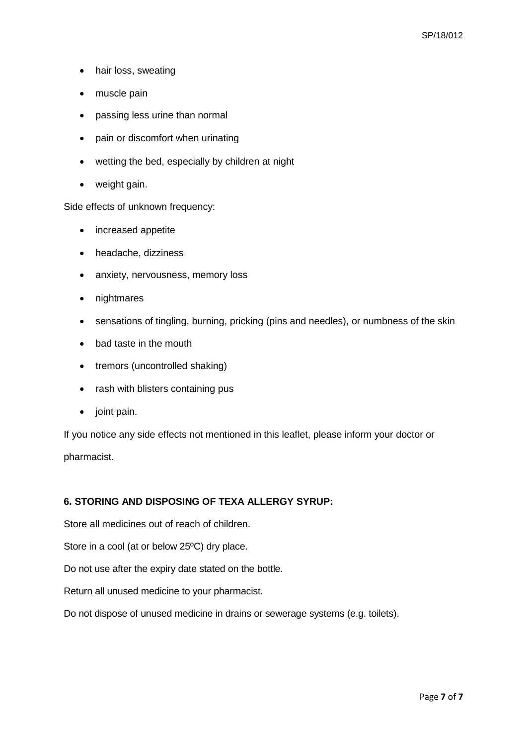- hair loss, sweating
- muscle pain
- passing less urine than normal
- pain or discomfort when urinating
- wetting the bed, especially by children at night
- weight gain.

Side effects of unknown frequency:

- increased appetite
- headache, dizziness
- anxiety, nervousness, memory loss
- nightmares
- sensations of tingling, burning, pricking (pins and needles), or numbness of the skin
- bad taste in the mouth
- tremors (uncontrolled shaking)
- rash with blisters containing pus
- joint pain.

If you notice any side effects not mentioned in this leaflet, please inform your doctor or pharmacist.

**6. STORING AND DISPOSING OF TEXA ALLERGY SYRUP:**

Store all medicines out of reach of children.

Store in a cool (at or below 25ºC) dry place.

Do not use after the expiry date stated on the bottle.

Return all unused medicine to your pharmacist.

Do not dispose of unused medicine in drains or sewerage systems (e.g. toilets).